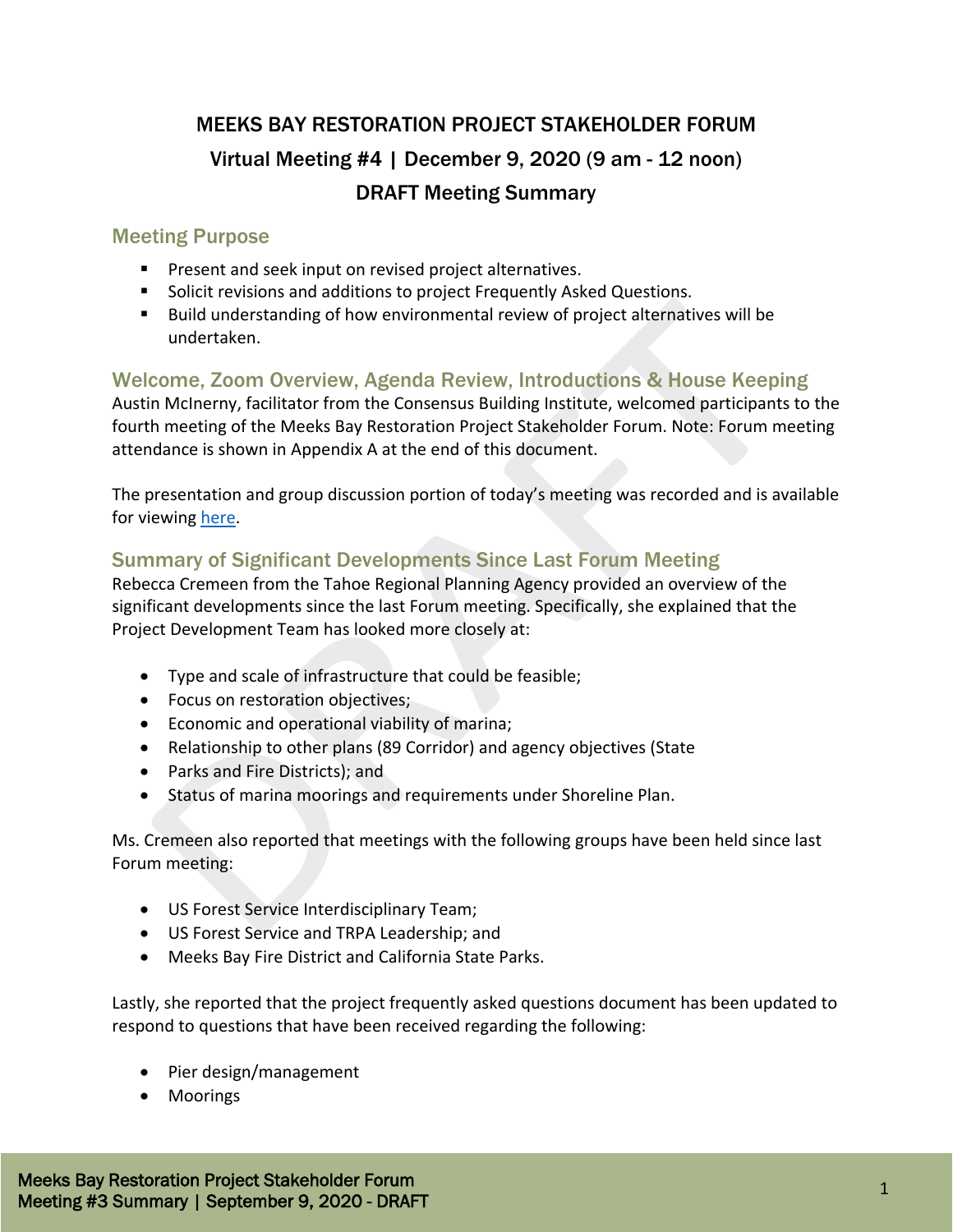# MEEKS BAY RESTORATION PROJECT STAKEHOLDER FORUM

## Virtual Meeting #4 | December 9, 2020 (9 am - 12 noon)

## DRAFT Meeting Summary

### Meeting Purpose

- Present and seek input on revised project alternatives.
- Solicit revisions and additions to project Frequently Asked Questions.
- Build understanding of how environmental review of project alternatives will be undertaken.

### Welcome, Zoom Overview, Agenda Review, Introductions & House Keeping

Austin McInerny, facilitator from the Consensus Building Institute, welcomed participants to the fourth meeting of the Meeks Bay Restoration Project Stakeholder Forum. Note: Forum meeting attendance is shown in Appendix A at the end of this document.

The presentation and group discussion portion of today's meeting was recorded and is available for viewing here.

### Summary of Significant Developments Since Last Forum Meeting

Rebecca Cremeen from the Tahoe Regional Planning Agency provided an overview of the significant developments since the last Forum meeting. Specifically, she explained that the Project Development Team has looked more closely at:

- Type and scale of infrastructure that could be feasible;
- Focus on restoration objectives;
- Economic and operational viability of marina;
- Relationship to other plans (89 Corridor) and agency objectives (State
- Parks and Fire Districts); and
- Status of marina moorings and requirements under Shoreline Plan.

Ms. Cremeen also reported that meetings with the following groups have been held since last Forum meeting:

- US Forest Service Interdisciplinary Team;
- US Forest Service and TRPA Leadership; and
- Meeks Bay Fire District and California State Parks.

Lastly, she reported that the project frequently asked questions document has been updated to respond to questions that have been received regarding the following:

- Pier design/management
- Moorings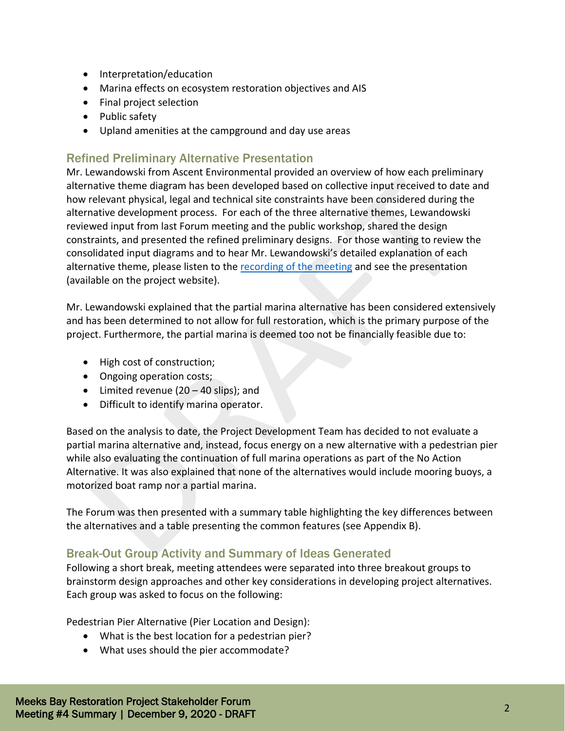- Interpretation/education
- Marina effects on ecosystem restoration objectives and AIS
- Final project selection
- Public safety
- Upland amenities at the campground and day use areas

## Refined Preliminary Alternative Presentation

Mr. Lewandowski from Ascent Environmental provided an overview of how each preliminary alternative theme diagram has been developed based on collective input received to date and how relevant physical, legal and technical site constraints have been considered during the alternative development process. For each of the three alternative themes, Lewandowski reviewed input from last Forum meeting and the public workshop, shared the design constraints, and presented the refined preliminary designs. For those wanting to review the consolidated input diagrams and to hear Mr. Lewandowski's detailed explanation of each alternative theme, please listen to the recording of the meeting and see the presentation (available on the project website).

Mr. Lewandowski explained that the partial marina alternative has been considered extensively and has been determined to not allow for full restoration, which is the primary purpose of the project. Furthermore, the partial marina is deemed too not be financially feasible due to:

- High cost of construction;
- Ongoing operation costs;
- Limited revenue (20 – 40 slips); and
- Difficult to identify marina operator.

Based on the analysis to date, the Project Development Team has decided to not evaluate a partial marina alternative and, instead, focus energy on a new alternative with a pedestrian pier while also evaluating the continuation of full marina operations as part of the No Action Alternative. It was also explained that none of the alternatives would include mooring buoys, a motorized boat ramp nor a partial marina.

The Forum was then presented with a summary table highlighting the key differences between the alternatives and a table presenting the common features (see Appendix B).

## Break-Out Group Activity and Summary of Ideas Generated

Following a short break, meeting attendees were separated into three breakout groups to brainstorm design approaches and other key considerations in developing project alternatives. Each group was asked to focus on the following:

Pedestrian Pier Alternative (Pier Location and Design):

- What is the best location for a pedestrian pier?
- What uses should the pier accommodate?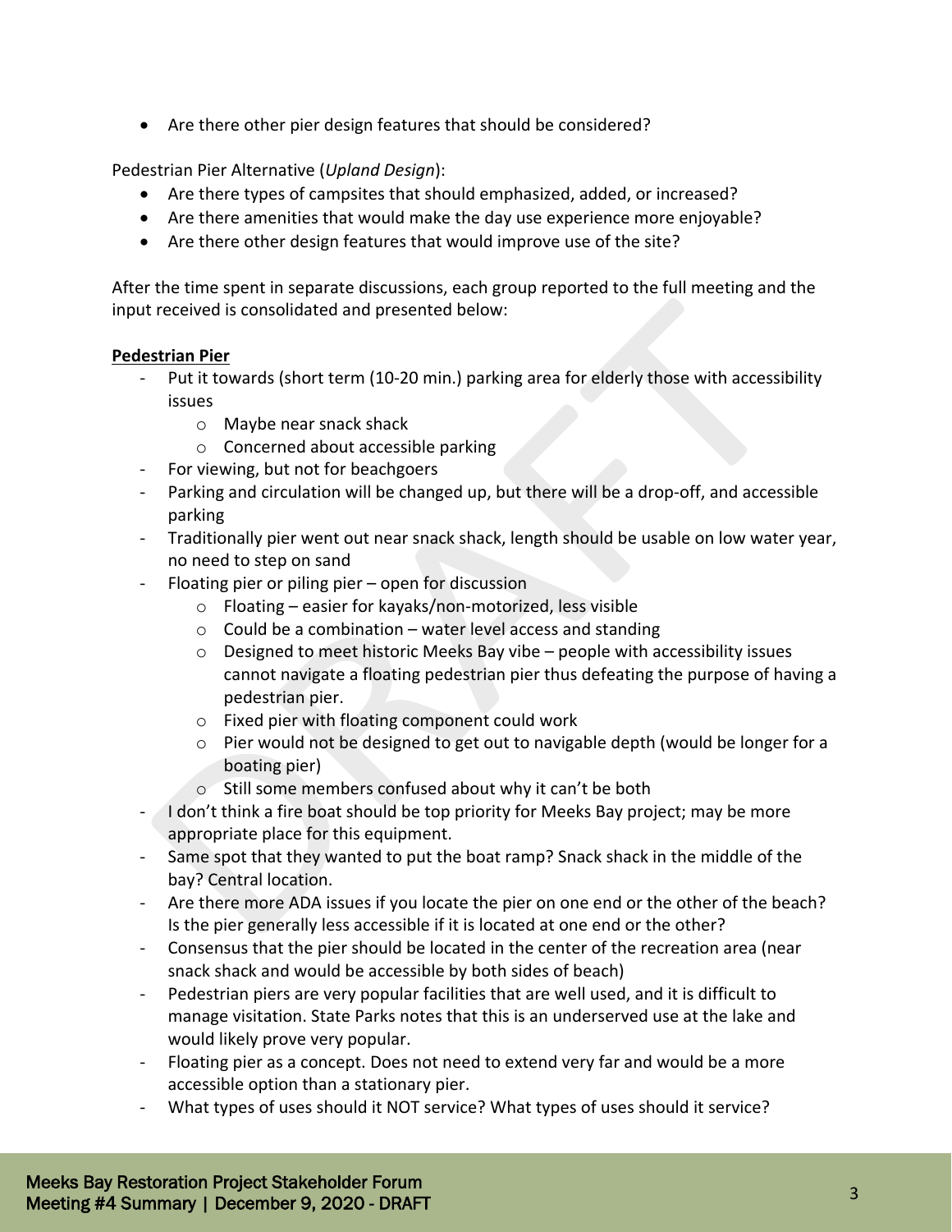- Are there other pier design features that should be considered?

Pedestrian Pier Alternative (*Upland Design*):

- Are there types of campsites that should emphasized, added, or increased?
- Are there amenities that would make the day use experience more enjoyable?
- Are there other design features that would improve use of the site?

After the time spent in separate discussions, each group reported to the full meeting and the input received is consolidated and presented below:

**Pedestrian Pier**

- Put it towards (short term (10-20 min.) parking area for elderly those with accessibility issues
  - Maybe near snack shack
  - Concerned about accessible parking
- For viewing, but not for beachgoers
- Parking and circulation will be changed up, but there will be a drop-off, and accessible parking
- Traditionally pier went out near snack shack, length should be usable on low water year, no need to step on sand
- Floating pier or piling pier – open for discussion
  - Floating – easier for kayaks/non-motorized, less visible
  - Could be a combination – water level access and standing
  - Designed to meet historic Meeks Bay vibe – people with accessibility issues cannot navigate a floating pedestrian pier thus defeating the purpose of having a pedestrian pier.
  - Fixed pier with floating component could work
  - Pier would not be designed to get out to navigable depth (would be longer for a boating pier)
  - Still some members confused about why it can't be both
- I don't think a fire boat should be top priority for Meeks Bay project; may be more appropriate place for this equipment.
- Same spot that they wanted to put the boat ramp? Snack shack in the middle of the bay? Central location.
- Are there more ADA issues if you locate the pier on one end or the other of the beach? Is the pier generally less accessible if it is located at one end or the other?
- Consensus that the pier should be located in the center of the recreation area (near snack shack and would be accessible by both sides of beach)
- Pedestrian piers are very popular facilities that are well used, and it is difficult to manage visitation. State Parks notes that this is an underserved use at the lake and would likely prove very popular.
- Floating pier as a concept. Does not need to extend very far and would be a more accessible option than a stationary pier.
- What types of uses should it NOT service? What types of uses should it service?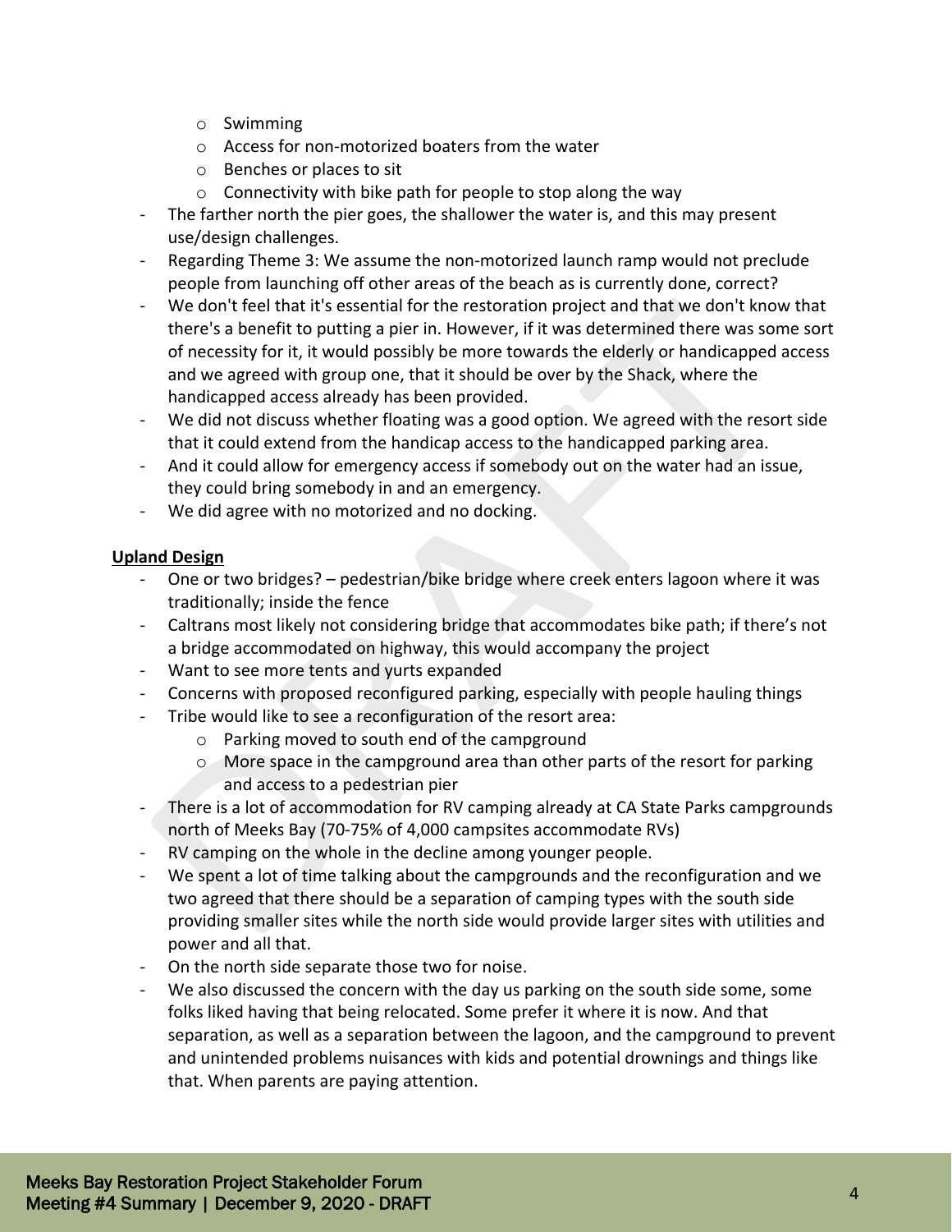- Swimming
  - Access for non-motorized boaters from the water
  - Benches or places to sit
  - Connectivity with bike path for people to stop along the way
- The farther north the pier goes, the shallower the water is, and this may present use/design challenges.
- Regarding Theme 3: We assume the non-motorized launch ramp would not preclude people from launching off other areas of the beach as is currently done, correct?
- We don't feel that it's essential for the restoration project and that we don't know that there's a benefit to putting a pier in. However, if it was determined there was some sort of necessity for it, it would possibly be more towards the elderly or handicapped access and we agreed with group one, that it should be over by the Shack, where the handicapped access already has been provided.
- We did not discuss whether floating was a good option. We agreed with the resort side that it could extend from the handicap access to the handicapped parking area.
- And it could allow for emergency access if somebody out on the water had an issue, they could bring somebody in and an emergency.
- We did agree with no motorized and no docking.

**Upland Design**

- One or two bridges? – pedestrian/bike bridge where creek enters lagoon where it was traditionally; inside the fence
- Caltrans most likely not considering bridge that accommodates bike path; if there's not a bridge accommodated on highway, this would accompany the project
- Want to see more tents and yurts expanded
- Concerns with proposed reconfigured parking, especially with people hauling things
- Tribe would like to see a reconfiguration of the resort area:
  - Parking moved to south end of the campground
  - More space in the campground area than other parts of the resort for parking and access to a pedestrian pier
- There is a lot of accommodation for RV camping already at CA State Parks campgrounds north of Meeks Bay (70-75% of 4,000 campsites accommodate RVs)
- RV camping on the whole in the decline among younger people.
- We spent a lot of time talking about the campgrounds and the reconfiguration and we two agreed that there should be a separation of camping types with the south side providing smaller sites while the north side would provide larger sites with utilities and power and all that.
- On the north side separate those two for noise.
- We also discussed the concern with the day us parking on the south side some, some folks liked having that being relocated. Some prefer it where it is now. And that separation, as well as a separation between the lagoon, and the campground to prevent and unintended problems nuisances with kids and potential drownings and things like that. When parents are paying attention.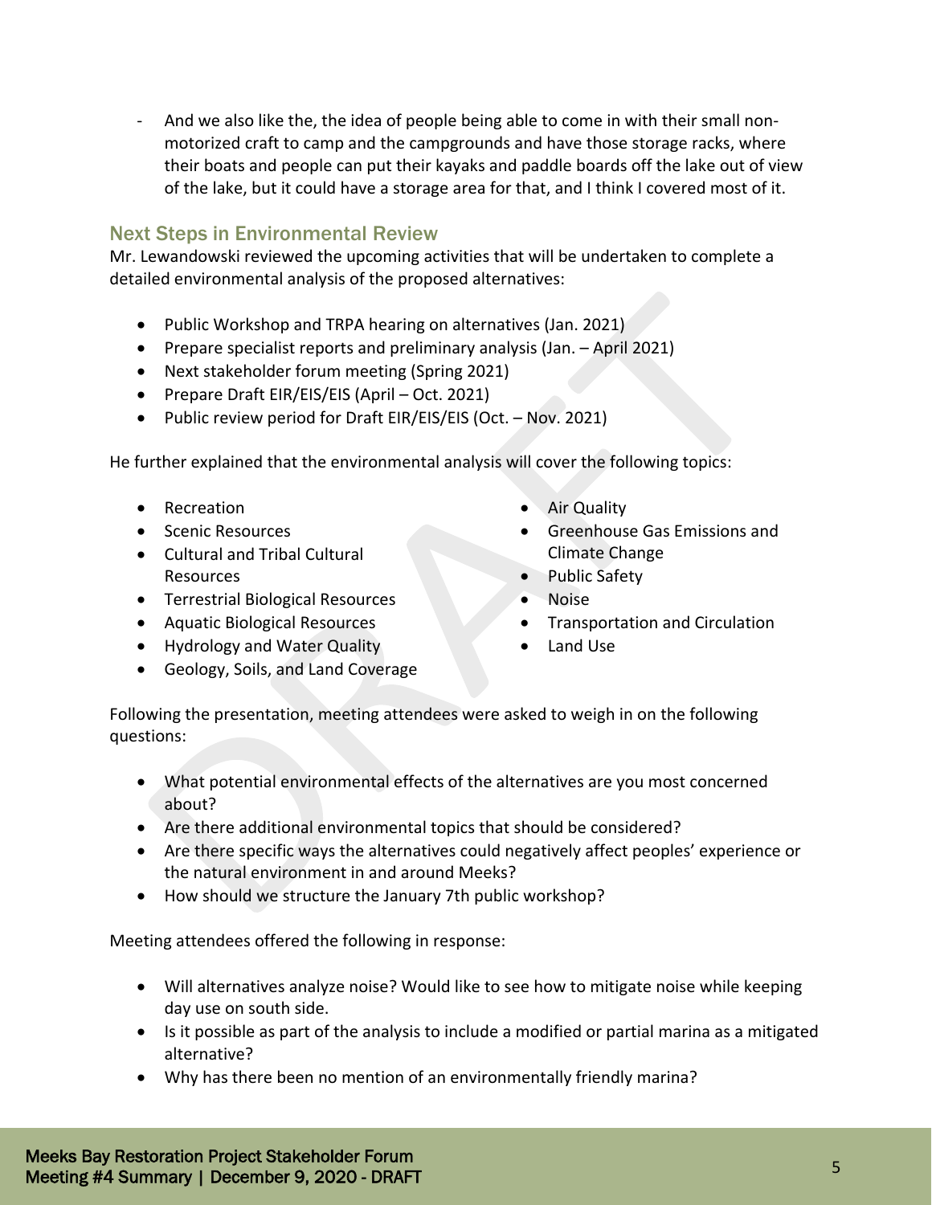- And we also like the, the idea of people being able to come in with their small non-motorized craft to camp and the campgrounds and have those storage racks, where their boats and people can put their kayaks and paddle boards off the lake out of view of the lake, but it could have a storage area for that, and I think I covered most of it.

## Next Steps in Environmental Review

Mr. Lewandowski reviewed the upcoming activities that will be undertaken to complete a detailed environmental analysis of the proposed alternatives:

- Public Workshop and TRPA hearing on alternatives (Jan. 2021)
- Prepare specialist reports and preliminary analysis (Jan. – April 2021)
- Next stakeholder forum meeting (Spring 2021)
- Prepare Draft EIR/EIS/EIS (April – Oct. 2021)
- Public review period for Draft EIR/EIS/EIS (Oct. – Nov. 2021)

He further explained that the environmental analysis will cover the following topics:

- Recreation
- Scenic Resources
- Cultural and Tribal Cultural Resources
- Terrestrial Biological Resources
- Aquatic Biological Resources
- Hydrology and Water Quality
- Geology, Soils, and Land Coverage
- Air Quality
- Greenhouse Gas Emissions and Climate Change
- Public Safety
- Noise
- Transportation and Circulation
- Land Use

Following the presentation, meeting attendees were asked to weigh in on the following questions:

- What potential environmental effects of the alternatives are you most concerned about?
- Are there additional environmental topics that should be considered?
- Are there specific ways the alternatives could negatively affect peoples' experience or the natural environment in and around Meeks?
- How should we structure the January 7th public workshop?

Meeting attendees offered the following in response:

- Will alternatives analyze noise? Would like to see how to mitigate noise while keeping day use on south side.
- Is it possible as part of the analysis to include a modified or partial marina as a mitigated alternative?
- Why has there been no mention of an environmentally friendly marina?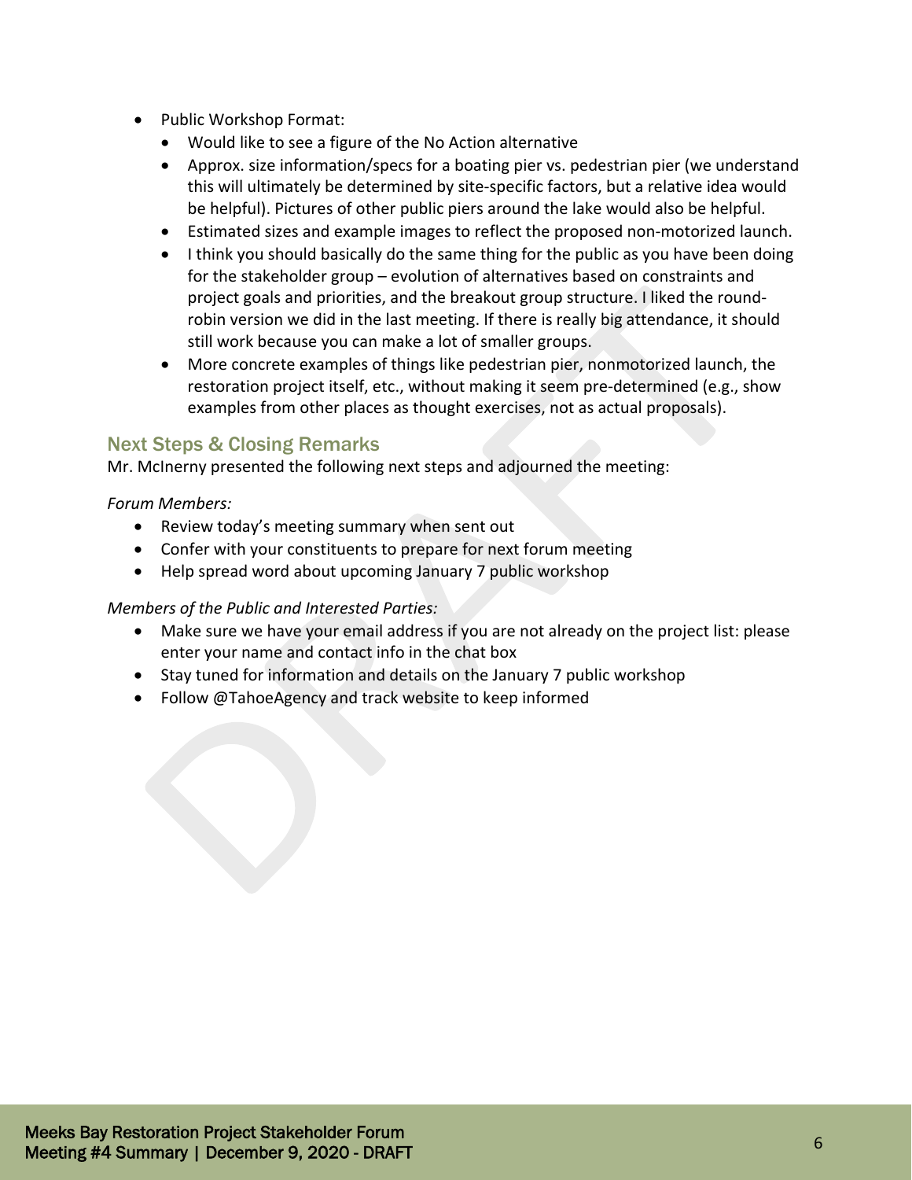- Public Workshop Format:
  - Would like to see a figure of the No Action alternative
  - Approx. size information/specs for a boating pier vs. pedestrian pier (we understand this will ultimately be determined by site-specific factors, but a relative idea would be helpful). Pictures of other public piers around the lake would also be helpful.
  - Estimated sizes and example images to reflect the proposed non-motorized launch.
  - I think you should basically do the same thing for the public as you have been doing for the stakeholder group – evolution of alternatives based on constraints and project goals and priorities, and the breakout group structure. I liked the round-robin version we did in the last meeting. If there is really big attendance, it should still work because you can make a lot of smaller groups.
  - More concrete examples of things like pedestrian pier, nonmotorized launch, the restoration project itself, etc., without making it seem pre-determined (e.g., show examples from other places as thought exercises, not as actual proposals).

## Next Steps & Closing Remarks

Mr. McInerny presented the following next steps and adjourned the meeting:

*Forum Members:*

- Review today's meeting summary when sent out
- Confer with your constituents to prepare for next forum meeting
- Help spread word about upcoming January 7 public workshop

*Members of the Public and Interested Parties:*

- Make sure we have your email address if you are not already on the project list: please enter your name and contact info in the chat box
- Stay tuned for information and details on the January 7 public workshop
- Follow @TahoeAgency and track website to keep informed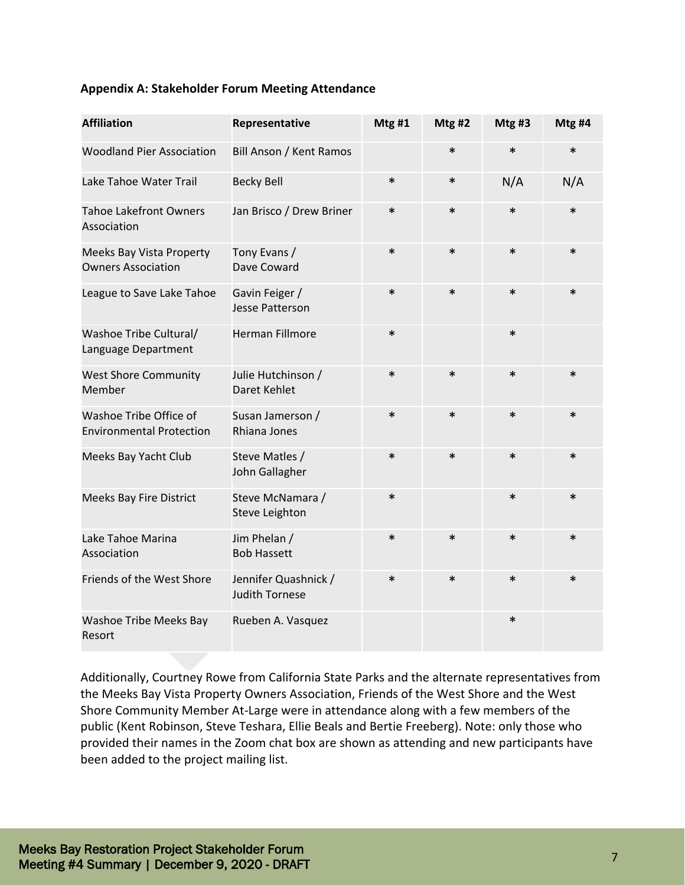**Appendix A: Stakeholder Forum Meeting Attendance**

| Affiliation | Representative | Mtg #1 | Mtg #2 | Mtg #3 | Mtg #4 |
|---|---|---|---|---|---|
| Woodland Pier Association | Bill Anson / Kent Ramos | | * | * | * |
| Lake Tahoe Water Trail | Becky Bell | * | * | N/A | N/A |
| Tahoe Lakefront Owners Association | Jan Brisco / Drew Briner | * | * | * | * |
| Meeks Bay Vista Property Owners Association | Tony Evans / Dave Coward | * | * | * | * |
| League to Save Lake Tahoe | Gavin Feiger / Jesse Patterson | * | * | * | * |
| Washoe Tribe Cultural/ Language Department | Herman Fillmore | * | | * | |
| West Shore Community Member | Julie Hutchinson / Daret Kehlet | * | * | * | * |
| Washoe Tribe Office of Environmental Protection | Susan Jamerson / Rhiana Jones | * | * | * | * |
| Meeks Bay Yacht Club | Steve Matles / John Gallagher | * | * | * | * |
| Meeks Bay Fire District | Steve McNamara / Steve Leighton | * | | * | * |
| Lake Tahoe Marina Association | Jim Phelan / Bob Hassett | * | * | * | * |
| Friends of the West Shore | Jennifer Quashnick / Judith Tornese | * | * | * | * |
| Washoe Tribe Meeks Bay Resort | Rueben A. Vasquez | | | * | |

Additionally, Courtney Rowe from California State Parks and the alternate representatives from the Meeks Bay Vista Property Owners Association, Friends of the West Shore and the West Shore Community Member At-Large were in attendance along with a few members of the public (Kent Robinson, Steve Teshara, Ellie Beals and Bertie Freeberg). Note: only those who provided their names in the Zoom chat box are shown as attending and new participants have been added to the project mailing list.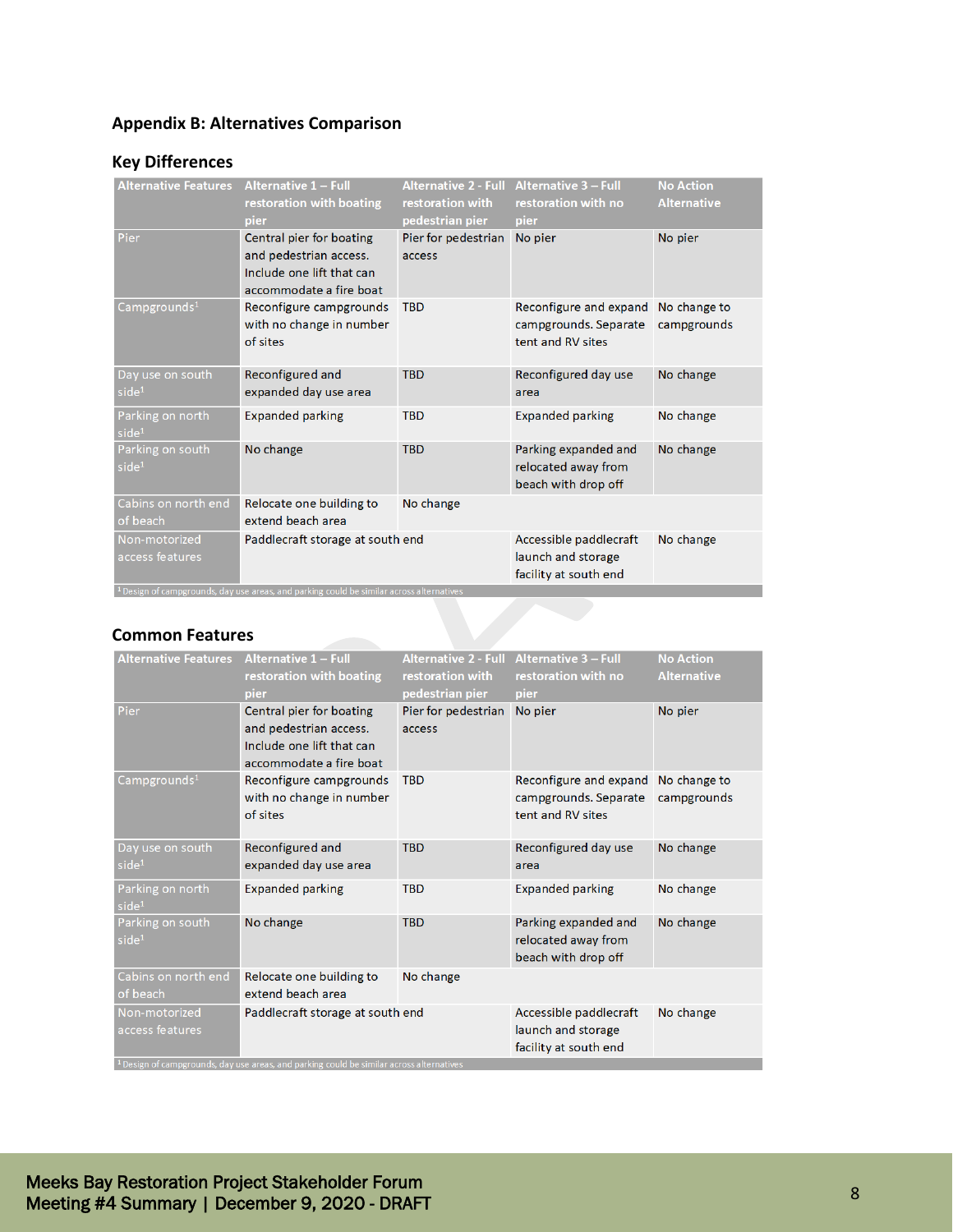## Appendix B: Alternatives Comparison

### Key Differences

| Alternative Features | Alternative 1 – Full restoration with boating pier | Alternative 2 - Full restoration with pedestrian pier | Alternative 3 – Full restoration with no pier | No Action Alternative |
|---|---|---|---|---|
| Pier | Central pier for boating and pedestrian access. Include one lift that can accommodate a fire boat | Pier for pedestrian access | No pier | No pier |
| Campgrounds[1] | Reconfigure campgrounds with no change in number of sites | TBD | Reconfigure and expand campgrounds. Separate tent and RV sites | No change to campgrounds |
| Day use on south side[1] | Reconfigured and expanded day use area | TBD | Reconfigured day use area | No change |
| Parking on north side[1] | Expanded parking | TBD | Expanded parking | No change |
| Parking on south side[1] | No change | TBD | Parking expanded and relocated away from beach with drop off | No change |
| Cabins on north end of beach | Relocate one building to extend beach area | No change | | |
| Non-motorized access features | Paddlecraft storage at south end | | Accessible paddlecraft launch and storage facility at south end | No change |

[1] Design of campgrounds, day use areas, and parking could be similar across alternatives

### Common Features

| Alternative Features | Alternative 1 – Full restoration with boating pier | Alternative 2 - Full restoration with pedestrian pier | Alternative 3 – Full restoration with no pier | No Action Alternative |
|---|---|---|---|---|
| Pier | Central pier for boating and pedestrian access. Include one lift that can accommodate a fire boat | Pier for pedestrian access | No pier | No pier |
| Campgrounds[1] | Reconfigure campgrounds with no change in number of sites | TBD | Reconfigure and expand campgrounds. Separate tent and RV sites | No change to campgrounds |
| Day use on south side[1] | Reconfigured and expanded day use area | TBD | Reconfigured day use area | No change |
| Parking on north side[1] | Expanded parking | TBD | Expanded parking | No change |
| Parking on south side[1] | No change | TBD | Parking expanded and relocated away from beach with drop off | No change |
| Cabins on north end of beach | Relocate one building to extend beach area | No change | | |
| Non-motorized access features | Paddlecraft storage at south end | | Accessible paddlecraft launch and storage facility at south end | No change |

[1] Design of campgrounds, day use areas, and parking could be similar across alternatives